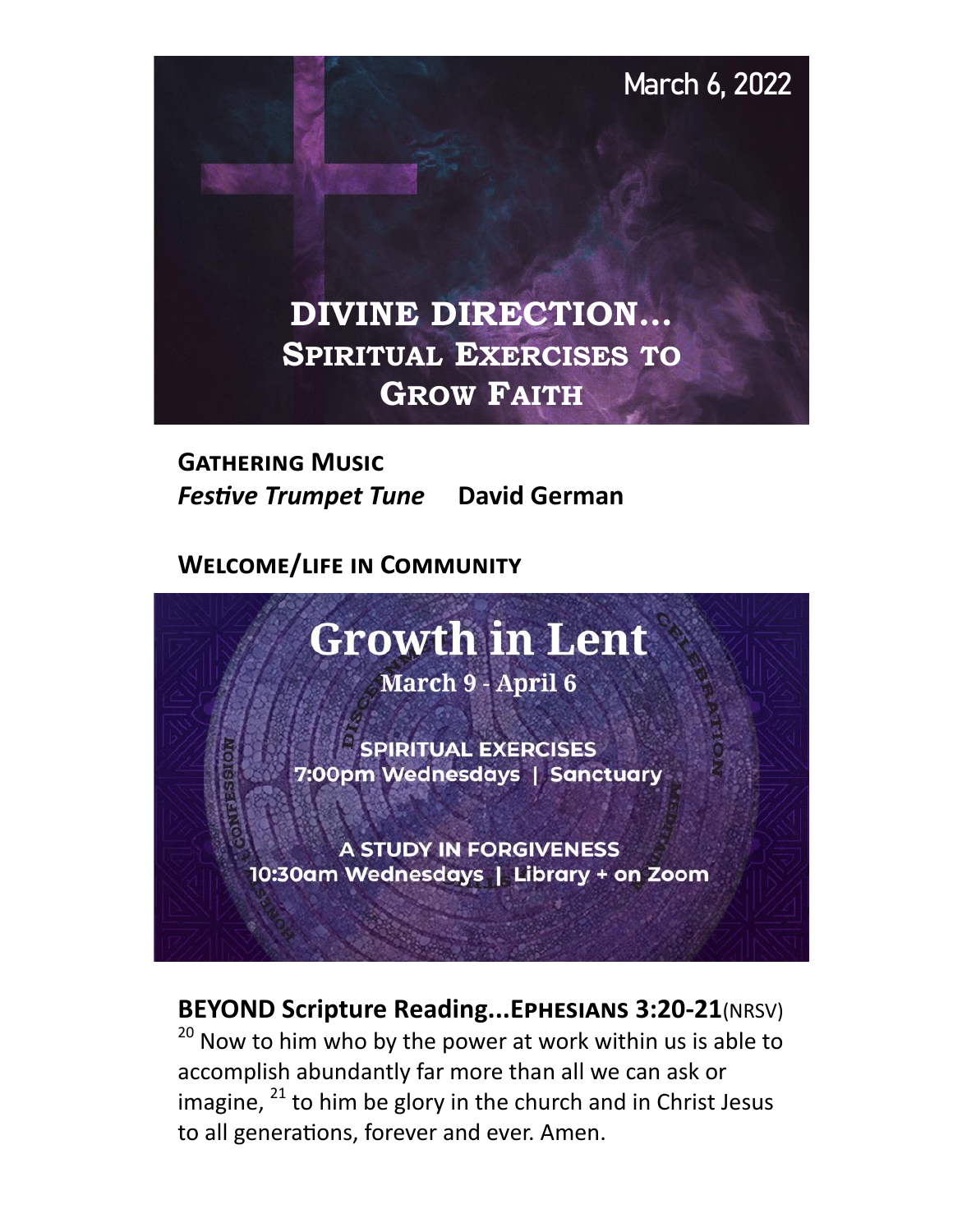March 6, 2022

# DIVINE DIRECTION... SPIRITUAL EXERCISES TO GROW FAITH

**GATHERING MUSIC**

***Festive Trumpet Tune*** **David German**

**WELCOME/LIFE IN COMMUNITY**

## Growth in Lent

**March 9 - April 6**

SPIRITUAL EXERCISES
7:00pm Wednesdays | Sanctuary

A STUDY IN FORGIVENESS
10:30am Wednesdays | Library + on Zoom

**BEYOND Scripture Reading...EPHESIANS 3:20-21**(NRSV)

[20] Now to him who by the power at work within us is able to accomplish abundantly far more than all we can ask or imagine, [21] to him be glory in the church and in Christ Jesus to all generations, forever and ever. Amen.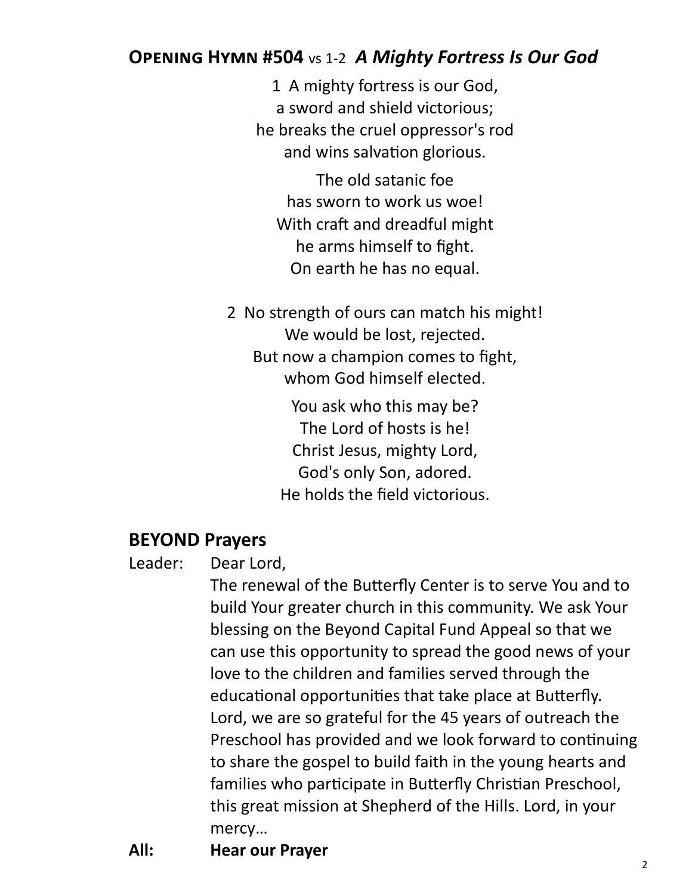## **Opening Hymn #504** vs 1-2 ***A Mighty Fortress Is Our God***

1 A mighty fortress is our God,
a sword and shield victorious;
he breaks the cruel oppressor's rod
and wins salvation glorious.

The old satanic foe
has sworn to work us woe!
With craft and dreadful might
he arms himself to fight.
On earth he has no equal.

2 No strength of ours can match his might!
We would be lost, rejected.
But now a champion comes to fight,
whom God himself elected.

You ask who this may be?
The Lord of hosts is he!
Christ Jesus, mighty Lord,
God's only Son, adored.
He holds the field victorious.

## **BEYOND Prayers**

Leader: Dear Lord,
The renewal of the Butterfly Center is to serve You and to build Your greater church in this community. We ask Your blessing on the Beyond Capital Fund Appeal so that we can use this opportunity to spread the good news of your love to the children and families served through the educational opportunities that take place at Butterfly. Lord, we are so grateful for the 45 years of outreach the Preschool has provided and we look forward to continuing to share the gospel to build faith in the young hearts and families who participate in Butterfly Christian Preschool, this great mission at Shepherd of the Hills. Lord, in your mercy…

**All: Hear our Prayer**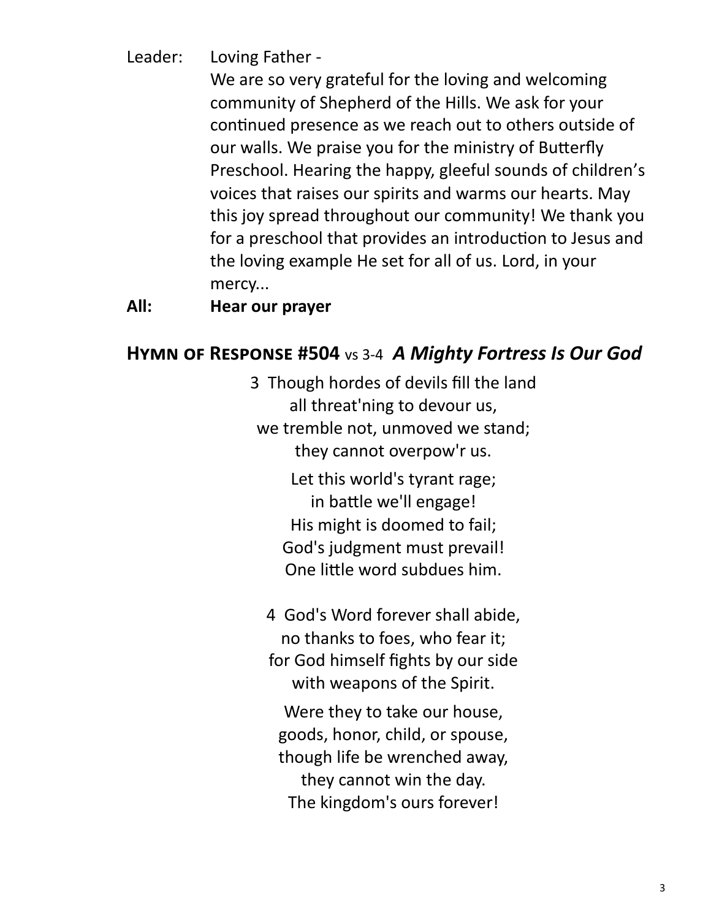Leader: Loving Father -

We are so very grateful for the loving and welcoming community of Shepherd of the Hills. We ask for your continued presence as we reach out to others outside of our walls. We praise you for the ministry of Butterfly Preschool. Hearing the happy, gleeful sounds of children's voices that raises our spirits and warms our hearts. May this joy spread throughout our community! We thank you for a preschool that provides an introduction to Jesus and the loving example He set for all of us. Lord, in your mercy...

**All: Hear our prayer**

## **Hymn of Response #504** vs 3-4 ***A Mighty Fortress Is Our God***

3 Though hordes of devils fill the land
all threat'ning to devour us,
we tremble not, unmoved we stand;
they cannot overpow'r us.

Let this world's tyrant rage;
in battle we'll engage!
His might is doomed to fail;
God's judgment must prevail!
One little word subdues him.

4 God's Word forever shall abide,
no thanks to foes, who fear it;
for God himself fights by our side
with weapons of the Spirit.

Were they to take our house,
goods, honor, child, or spouse,
though life be wrenched away,
they cannot win the day.
The kingdom's ours forever!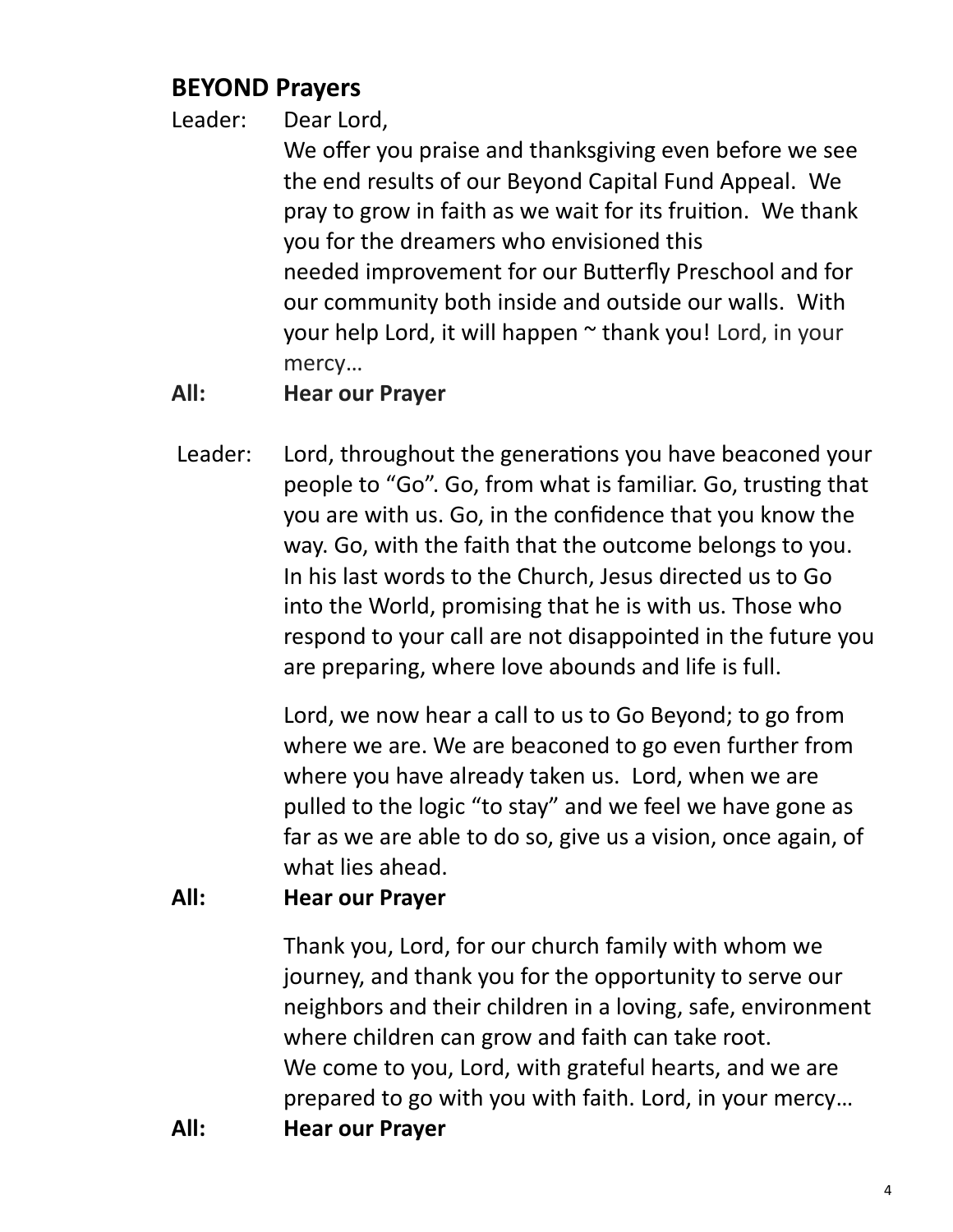## BEYOND Prayers

Leader: Dear Lord,
We offer you praise and thanksgiving even before we see the end results of our Beyond Capital Fund Appeal. We pray to grow in faith as we wait for its fruition. We thank you for the dreamers who envisioned this needed improvement for our Butterfly Preschool and for our community both inside and outside our walls. With your help Lord, it will happen ~ thank you! Lord, in your mercy…

**All: Hear our Prayer**

Leader: Lord, throughout the generations you have beaconed your people to "Go". Go, from what is familiar. Go, trusting that you are with us. Go, in the confidence that you know the way. Go, with the faith that the outcome belongs to you. In his last words to the Church, Jesus directed us to Go into the World, promising that he is with us. Those who respond to your call are not disappointed in the future you are preparing, where love abounds and life is full.

Lord, we now hear a call to us to Go Beyond; to go from where we are. We are beaconed to go even further from where you have already taken us. Lord, when we are pulled to the logic "to stay" and we feel we have gone as far as we are able to do so, give us a vision, once again, of what lies ahead.

**All: Hear our Prayer**

Thank you, Lord, for our church family with whom we journey, and thank you for the opportunity to serve our neighbors and their children in a loving, safe, environment where children can grow and faith can take root. We come to you, Lord, with grateful hearts, and we are prepared to go with you with faith. Lord, in your mercy…

**All: Hear our Prayer**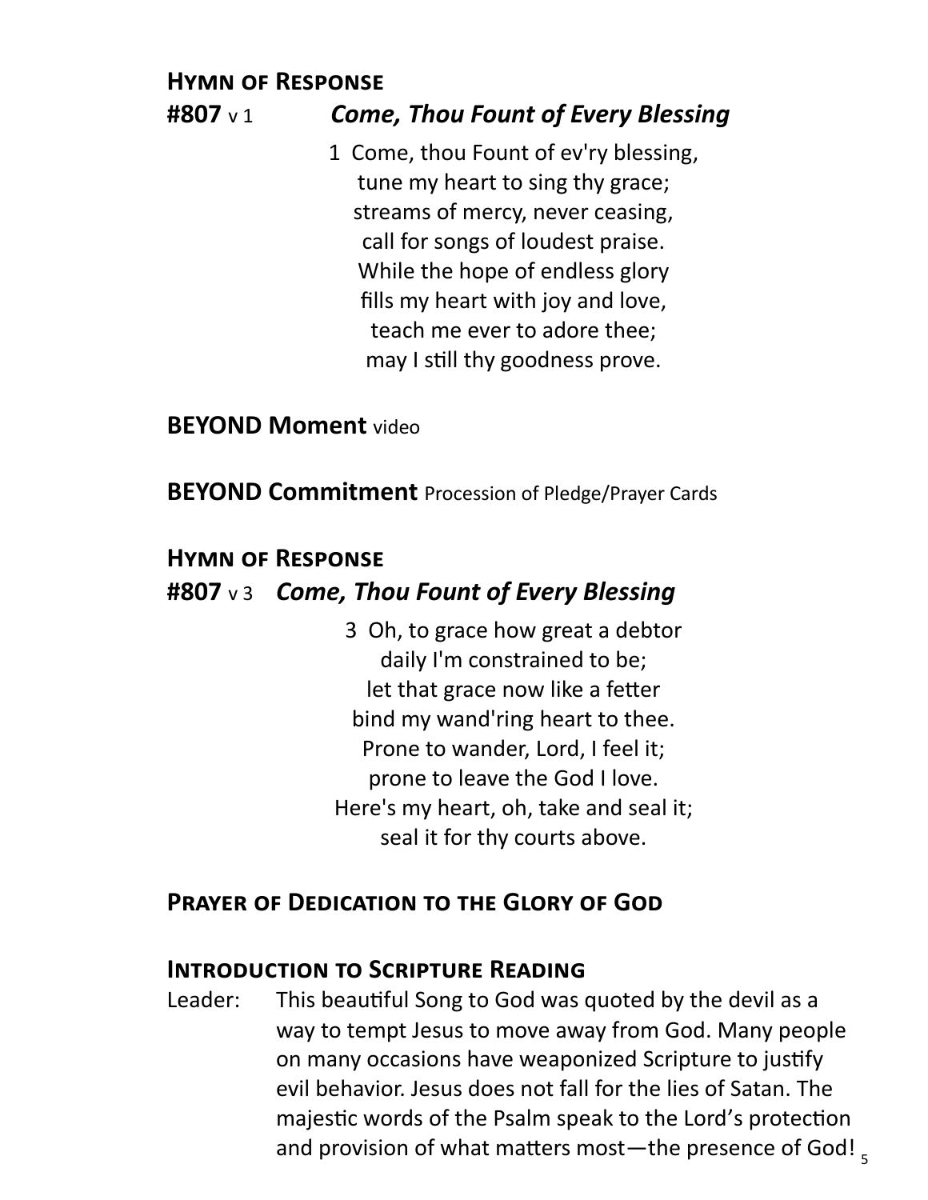## Hymn of Response

**#807** v 1 ***Come, Thou Fount of Every Blessing***

1 Come, thou Fount of ev'ry blessing,
tune my heart to sing thy grace;
streams of mercy, never ceasing,
call for songs of loudest praise.
While the hope of endless glory
fills my heart with joy and love,
teach me ever to adore thee;
may I still thy goodness prove.

**BEYOND Moment** video

**BEYOND Commitment** Procession of Pledge/Prayer Cards

## Hymn of Response

**#807** v 3 ***Come, Thou Fount of Every Blessing***

3 Oh, to grace how great a debtor
daily I'm constrained to be;
let that grace now like a fetter
bind my wand'ring heart to thee.
Prone to wander, Lord, I feel it;
prone to leave the God I love.
Here's my heart, oh, take and seal it;
seal it for thy courts above.

## Prayer of Dedication to the Glory of God

## Introduction to Scripture Reading

Leader: This beautiful Song to God was quoted by the devil as a way to tempt Jesus to move away from God. Many people on many occasions have weaponized Scripture to justify evil behavior. Jesus does not fall for the lies of Satan. The majestic words of the Psalm speak to the Lord's protection and provision of what matters most—the presence of God!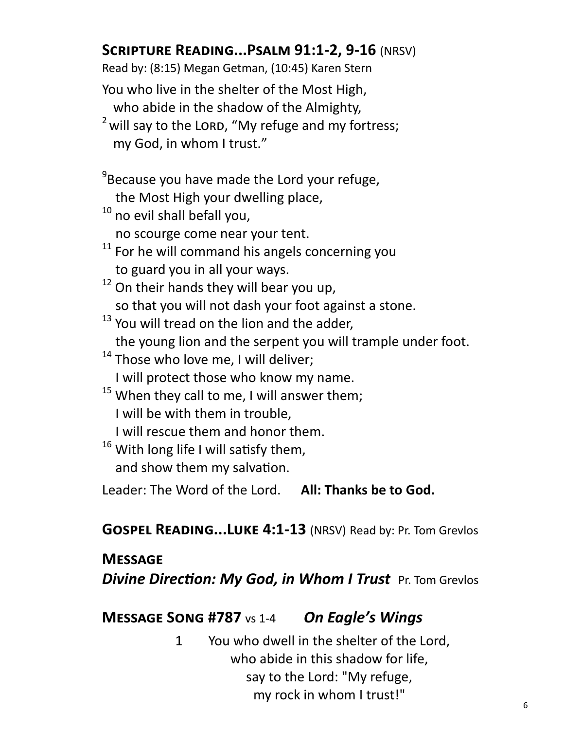## Scripture Reading...Psalm 91:1-2, 9-16 (NRSV)

Read by: (8:15) Megan Getman, (10:45) Karen Stern

You who live in the shelter of the Most High,
who abide in the shadow of the Almighty,
[2] will say to the Lord, "My refuge and my fortress;
my God, in whom I trust."

[9] Because you have made the Lord your refuge,
the Most High your dwelling place,
[10] no evil shall befall you,
no scourge come near your tent.
[11] For he will command his angels concerning you
to guard you in all your ways.
[12] On their hands they will bear you up,
so that you will not dash your foot against a stone.
[13] You will tread on the lion and the adder,
the young lion and the serpent you will trample under foot.
[14] Those who love me, I will deliver;
I will protect those who know my name.
[15] When they call to me, I will answer them;
I will be with them in trouble,
I will rescue them and honor them.
[16] With long life I will satisfy them,
and show them my salvation.

Leader: The Word of the Lord. **All: Thanks be to God.**

## Gospel Reading...Luke 4:1-13 (NRSV) Read by: Pr. Tom Grevlos

## Message

***Divine Direction: My God, in Whom I Trust*** Pr. Tom Grevlos

## Message Song #787 vs 1-4 *On Eagle's Wings*

1 You who dwell in the shelter of the Lord,
who abide in this shadow for life,
say to the Lord: "My refuge,
my rock in whom I trust!"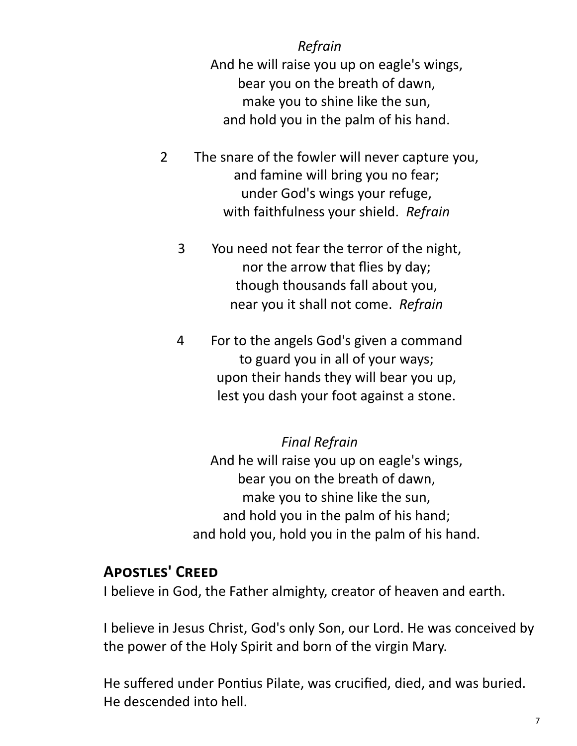*Refrain*

And he will raise you up on eagle's wings,
bear you on the breath of dawn,
make you to shine like the sun,
and hold you in the palm of his hand.

2 The snare of the fowler will never capture you,
and famine will bring you no fear;
under God's wings your refuge,
with faithfulness your shield. *Refrain*

3 You need not fear the terror of the night,
nor the arrow that flies by day;
though thousands fall about you,
near you it shall not come. *Refrain*

4 For to the angels God's given a command
to guard you in all of your ways;
upon their hands they will bear you up,
lest you dash your foot against a stone.

*Final Refrain*

And he will raise you up on eagle's wings,
bear you on the breath of dawn,
make you to shine like the sun,
and hold you in the palm of his hand;
and hold you, hold you in the palm of his hand.

## Apostles' Creed

I believe in God, the Father almighty, creator of heaven and earth.

I believe in Jesus Christ, God's only Son, our Lord. He was conceived by the power of the Holy Spirit and born of the virgin Mary.

He suffered under Pontius Pilate, was crucified, died, and was buried. He descended into hell.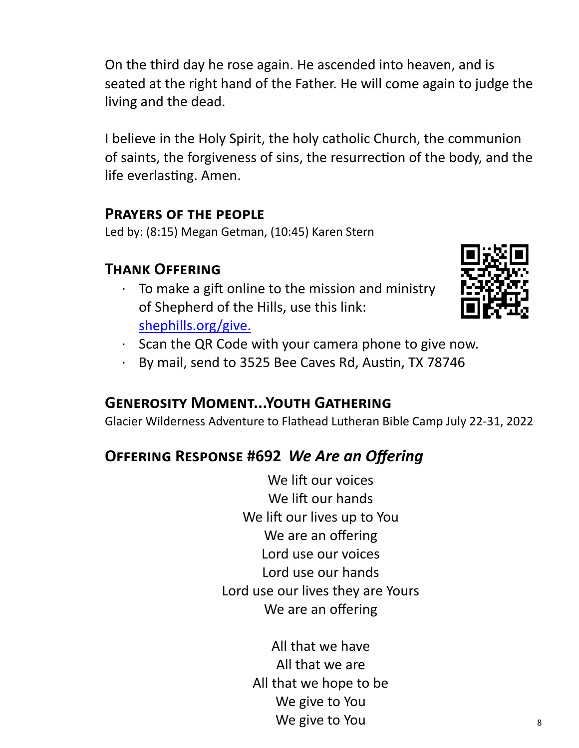On the third day he rose again. He ascended into heaven, and is seated at the right hand of the Father. He will come again to judge the living and the dead.

I believe in the Holy Spirit, the holy catholic Church, the communion of saints, the forgiveness of sins, the resurrection of the body, and the life everlasting. Amen.

## Prayers of the People

Led by: (8:15) Megan Getman, (10:45) Karen Stern

## Thank Offering

- To make a gift online to the mission and ministry of Shepherd of the Hills, use this link: shephills.org/give.
- Scan the QR Code with your camera phone to give now.
- By mail, send to 3525 Bee Caves Rd, Austin, TX 78746

## Generosity Moment...Youth Gathering

Glacier Wilderness Adventure to Flathead Lutheran Bible Camp July 22-31, 2022

## Offering Response #692 *We Are an Offering*

We lift our voices
We lift our hands
We lift our lives up to You
We are an offering
Lord use our voices
Lord use our hands
Lord use our lives they are Yours
We are an offering

All that we have
All that we are
All that we hope to be
We give to You
We give to You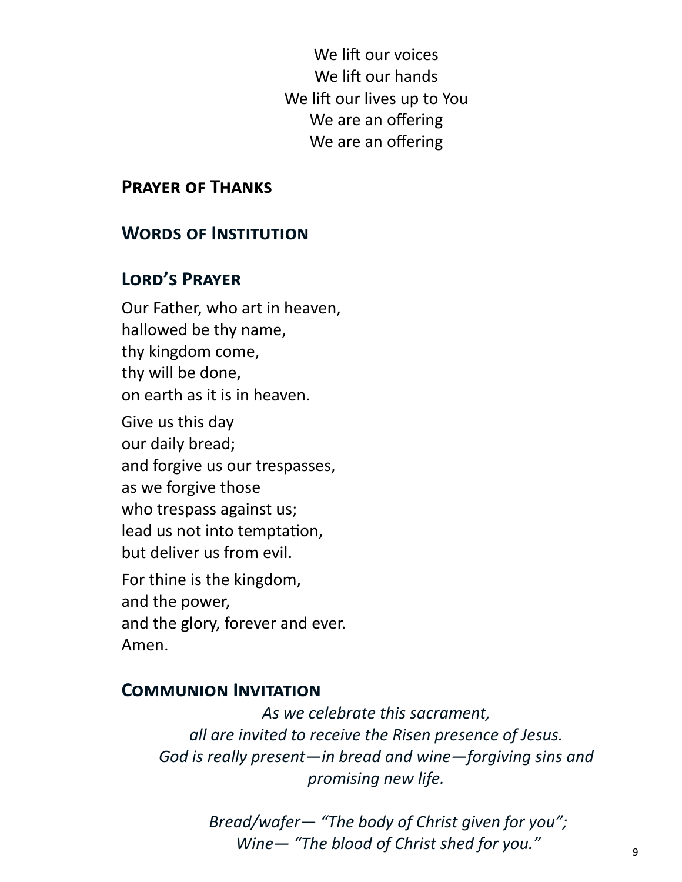We lift our voices  
We lift our hands  
We lift our lives up to You  
We are an offering  
We are an offering

## Prayer of Thanks

## Words of Institution

## Lord's Prayer

Our Father, who art in heaven,  
hallowed be thy name,  
thy kingdom come,  
thy will be done,  
on earth as it is in heaven.

Give us this day  
our daily bread;  
and forgive us our trespasses,  
as we forgive those  
who trespass against us;  
lead us not into temptation,  
but deliver us from evil.

For thine is the kingdom,  
and the power,  
and the glory, forever and ever.  
Amen.

## Communion Invitation

*As we celebrate this sacrament,*  
*all are invited to receive the Risen presence of Jesus.*  
*God is really present—in bread and wine—forgiving sins and promising new life.*

*Bread/wafer— "The body of Christ given for you";*  
*Wine— "The blood of Christ shed for you."*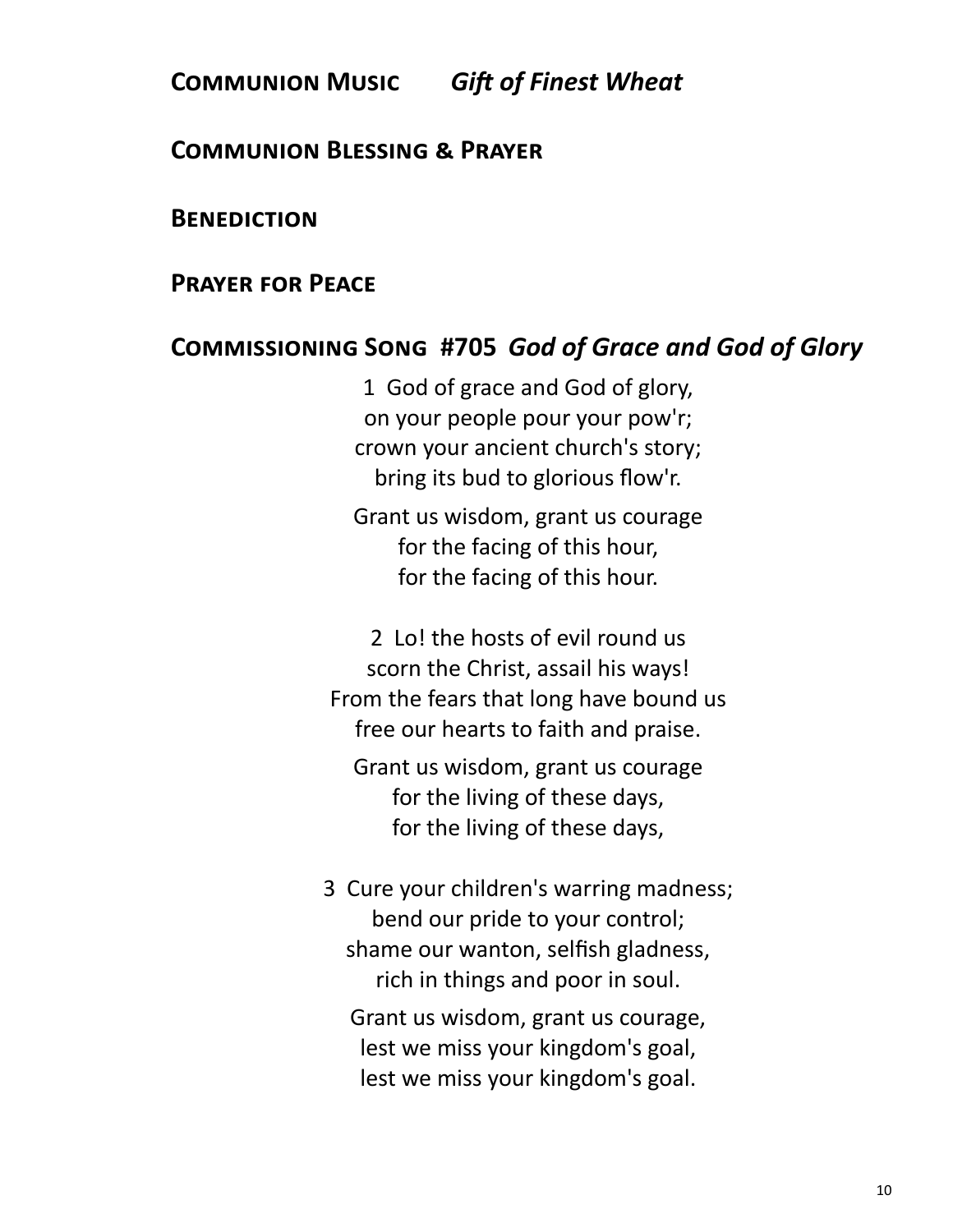## Communion Music *Gift of Finest Wheat*

## Communion Blessing & Prayer

## Benediction

## Prayer for Peace

## Commissioning Song #705 *God of Grace and God of Glory*

1 God of grace and God of glory,
on your people pour your pow'r;
crown your ancient church's story;
bring its bud to glorious flow'r.

Grant us wisdom, grant us courage
for the facing of this hour,
for the facing of this hour.

2 Lo! the hosts of evil round us
scorn the Christ, assail his ways!
From the fears that long have bound us
free our hearts to faith and praise.

Grant us wisdom, grant us courage
for the living of these days,
for the living of these days,

3 Cure your children's warring madness;
bend our pride to your control;
shame our wanton, selfish gladness,
rich in things and poor in soul.

Grant us wisdom, grant us courage,
lest we miss your kingdom's goal,
lest we miss your kingdom's goal.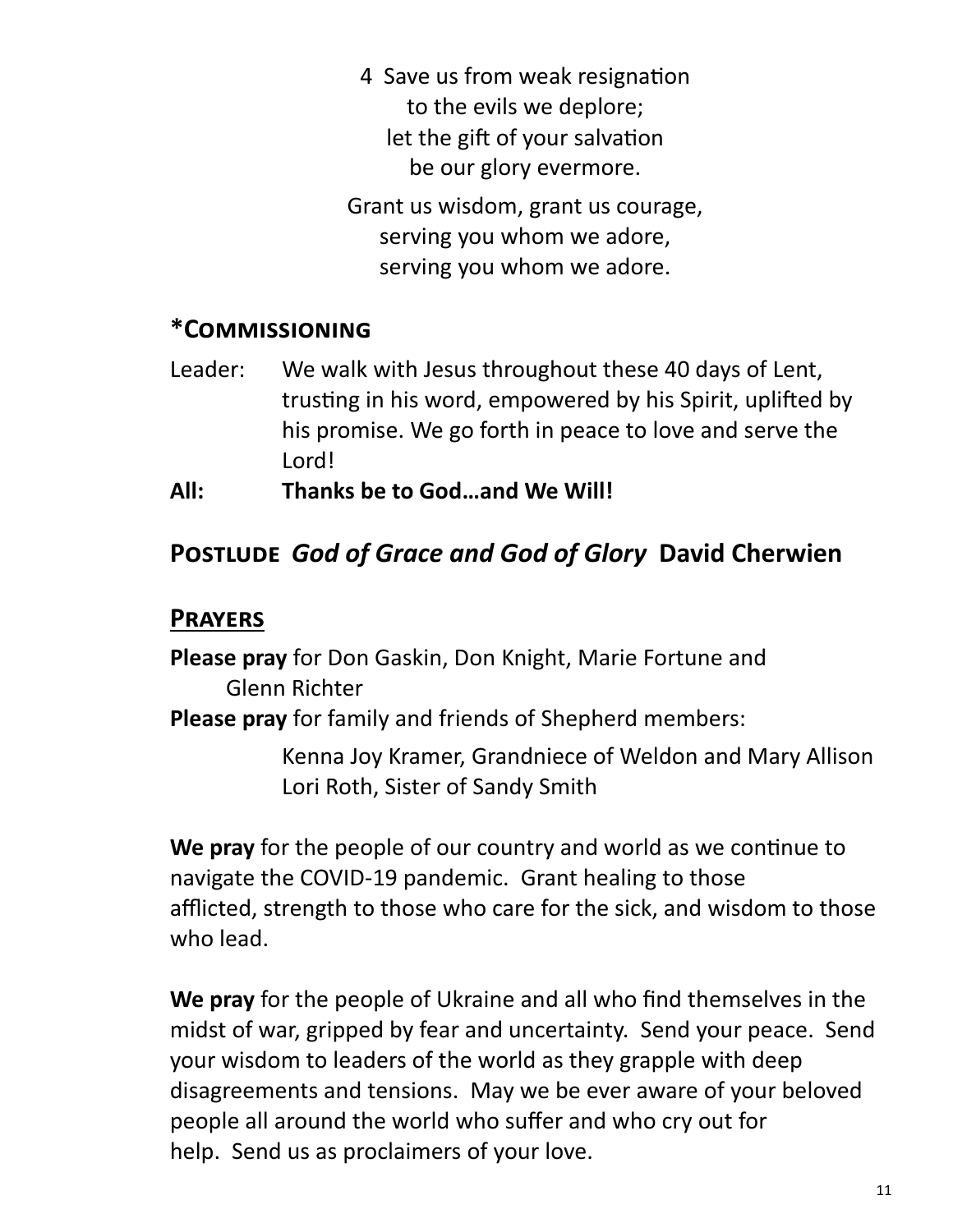4 Save us from weak resignation
to the evils we deplore;
let the gift of your salvation
be our glory evermore.

Grant us wisdom, grant us courage,
serving you whom we adore,
serving you whom we adore.

## *Commissioning

Leader: We walk with Jesus throughout these 40 days of Lent, trusting in his word, empowered by his Spirit, uplifted by his promise. We go forth in peace to love and serve the Lord!

**All: Thanks be to God…and We Will!**

## Postlude *God of Grace and God of Glory* David Cherwien

## Prayers

**Please pray** for Don Gaskin, Don Knight, Marie Fortune and Glenn Richter

**Please pray** for family and friends of Shepherd members:

Kenna Joy Kramer, Grandniece of Weldon and Mary Allison
Lori Roth, Sister of Sandy Smith

**We pray** for the people of our country and world as we continue to navigate the COVID-19 pandemic. Grant healing to those afflicted, strength to those who care for the sick, and wisdom to those who lead.

**We pray** for the people of Ukraine and all who find themselves in the midst of war, gripped by fear and uncertainty. Send your peace. Send your wisdom to leaders of the world as they grapple with deep disagreements and tensions. May we be ever aware of your beloved people all around the world who suffer and who cry out for help. Send us as proclaimers of your love.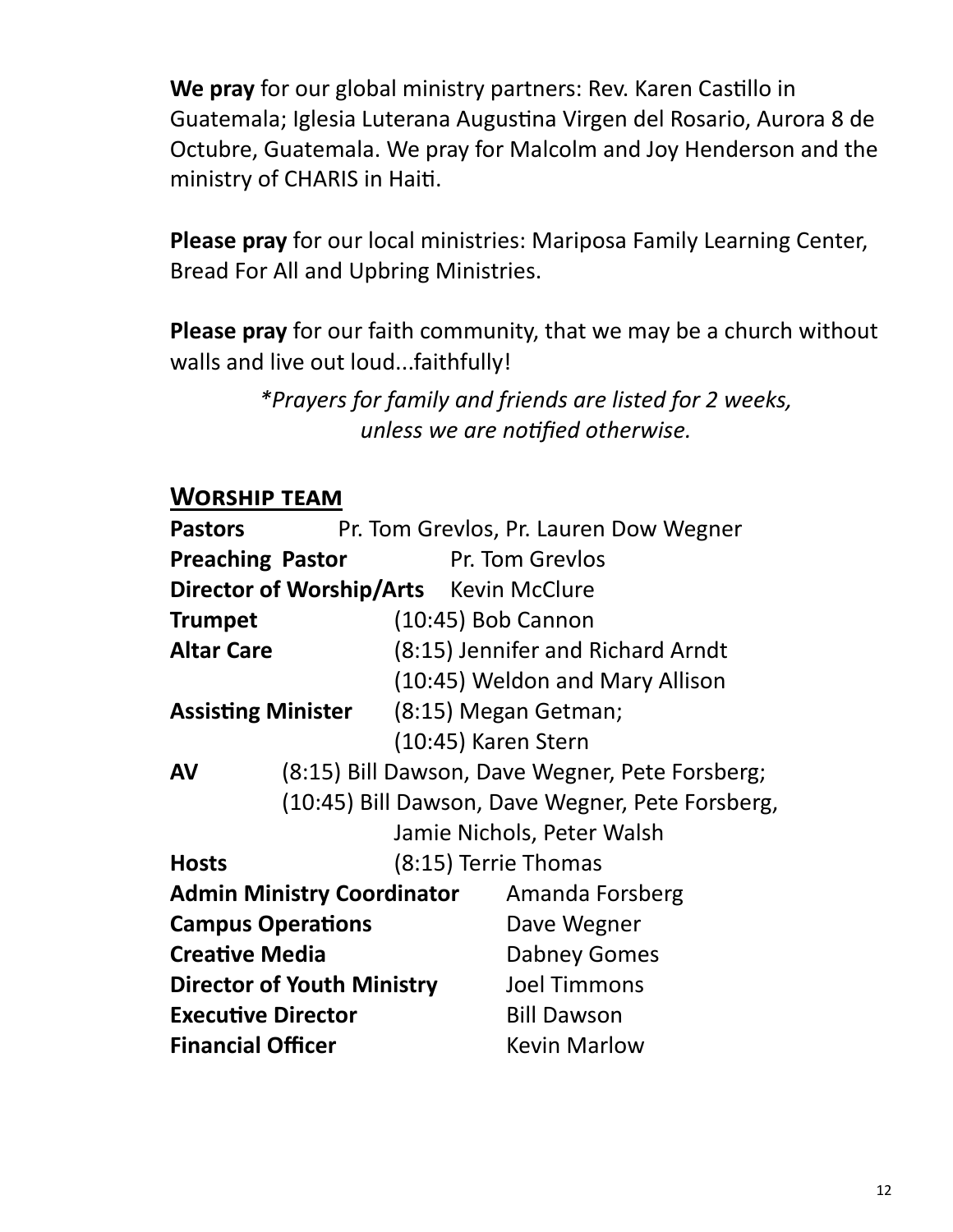**We pray** for our global ministry partners: Rev. Karen Castillo in Guatemala; Iglesia Luterana Augustina Virgen del Rosario, Aurora 8 de Octubre, Guatemala. We pray for Malcolm and Joy Henderson and the ministry of CHARIS in Haiti.

**Please pray** for our local ministries: Mariposa Family Learning Center, Bread For All and Upbring Ministries.

**Please pray** for our faith community, that we may be a church without walls and live out loud...faithfully!

*\*Prayers for family and friends are listed for 2 weeks, unless we are notified otherwise.*

## WORSHIP TEAM

**Pastors** Pr. Tom Grevlos, Pr. Lauren Dow Wegner

**Preaching Pastor** Pr. Tom Grevlos

**Director of Worship/Arts** Kevin McClure

**Trumpet** (10:45) Bob Cannon

**Altar Care** (8:15) Jennifer and Richard Arndt
(10:45) Weldon and Mary Allison

**Assisting Minister** (8:15) Megan Getman;
(10:45) Karen Stern

**AV** (8:15) Bill Dawson, Dave Wegner, Pete Forsberg;
(10:45) Bill Dawson, Dave Wegner, Pete Forsberg, Jamie Nichols, Peter Walsh

**Hosts** (8:15) Terrie Thomas

**Admin Ministry Coordinator** Amanda Forsberg

**Campus Operations** Dave Wegner

**Creative Media** Dabney Gomes

**Director of Youth Ministry** Joel Timmons

**Executive Director** Bill Dawson

**Financial Officer** Kevin Marlow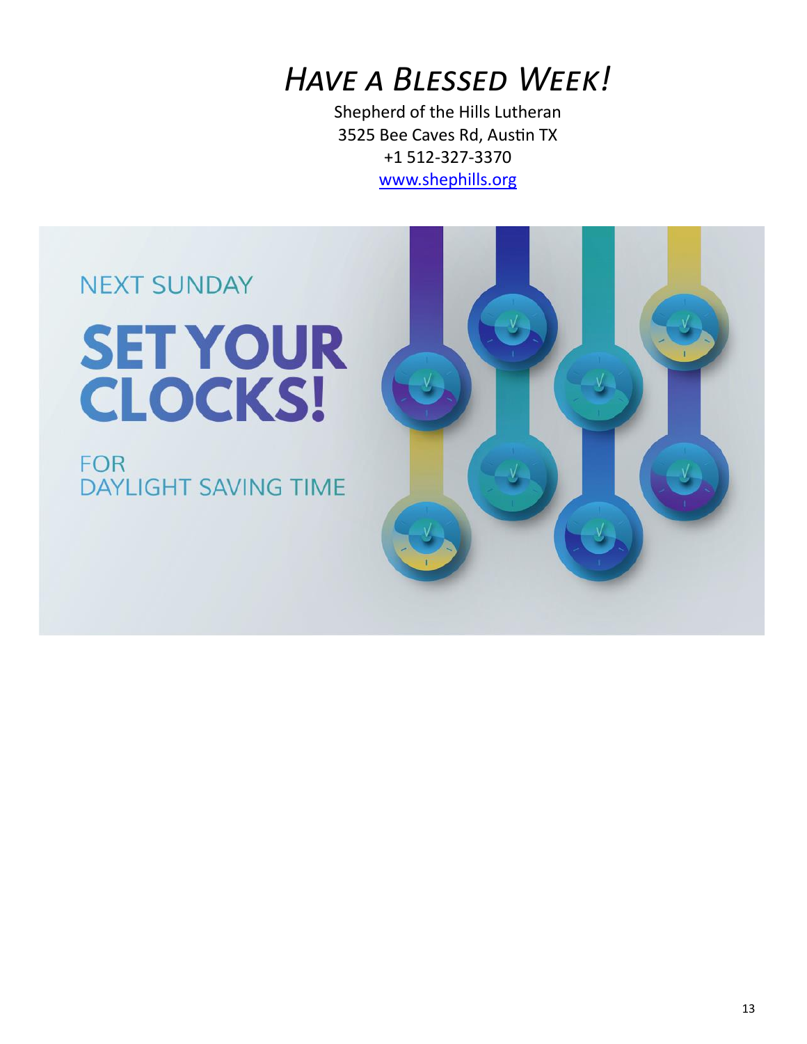# *Have a Blessed Week!*

Shepherd of the Hills Lutheran
3525 Bee Caves Rd, Austin TX
+1 512-327-3370
www.shephills.org

NEXT SUNDAY

**SET YOUR CLOCKS!**

FOR
DAYLIGHT SAVING TIME